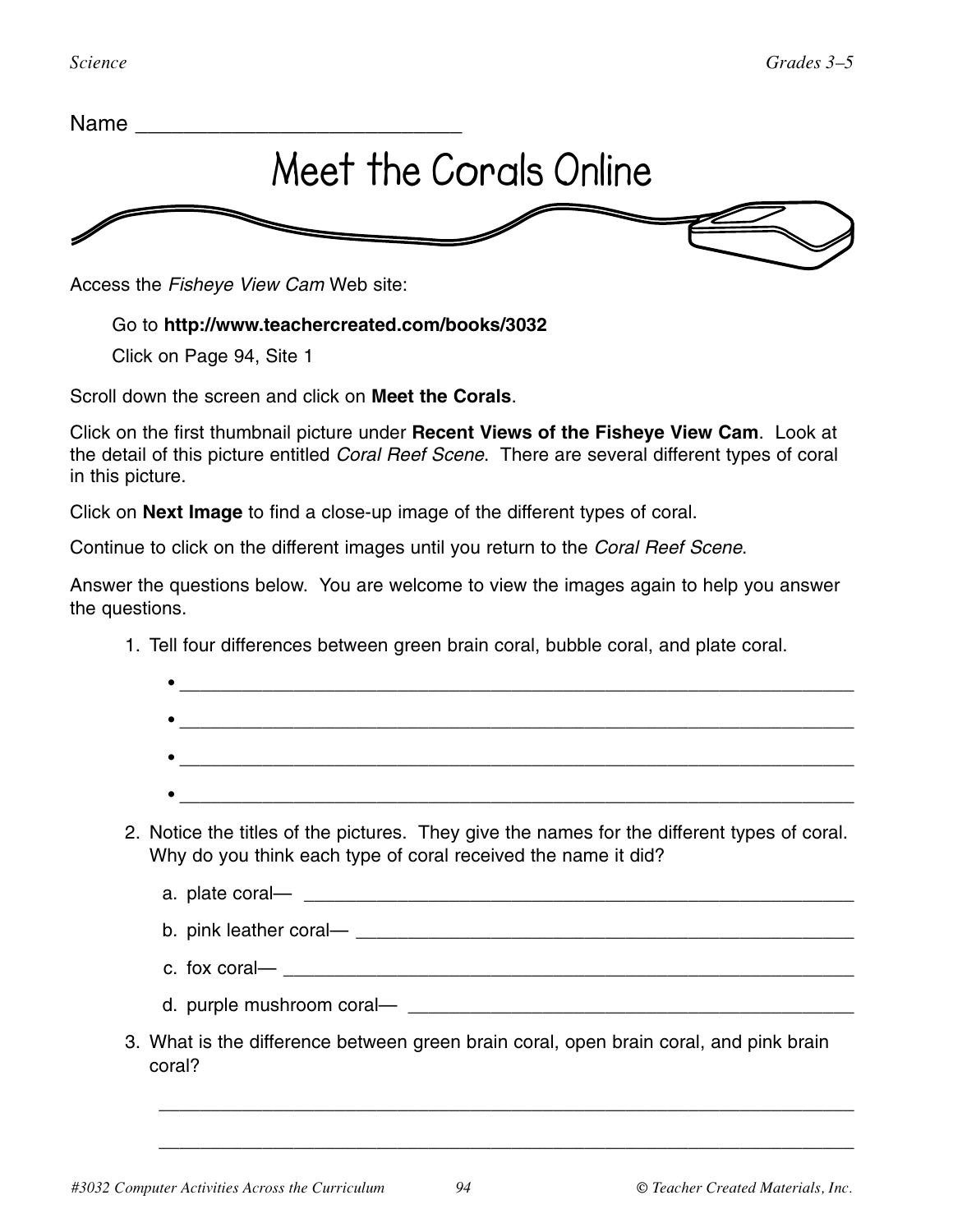Name ___________________________

# Meet the Corals Online

Access the *Fisheye View Cam* Web site:

Go to **http://www.teachercreated.com/books/3032**

Click on Page 94, Site 1

Scroll down the screen and click on **Meet the Corals**.

Click on the first thumbnail picture under **Recent Views of the Fisheye View Cam**. Look at the detail of this picture entitled *Coral Reef Scene*. There are several different types of coral in this picture.

Click on **Next Image** to find a close-up image of the different types of coral.

Continue to click on the different images until you return to the *Coral Reef Scene*.

Answer the questions below. You are welcome to view the images again to help you answer the questions.

1. Tell four differences between green brain coral, bubble coral, and plate coral.
   - ___________________________________________________________________
   - ___________________________________________________________________
   - ___________________________________________________________________
   - ___________________________________________________________________

2. Notice the titles of the pictures. They give the names for the different types of coral. Why do you think each type of coral received the name it did?

   a. plate coral— _______________________________________________

   b. pink leather coral— _________________________________________

   c. fox coral— _________________________________________________

   d. purple mushroom coral— _____________________________________

3. What is the difference between green brain coral, open brain coral, and pink brain coral?

   ___________________________________________________________________

   ___________________________________________________________________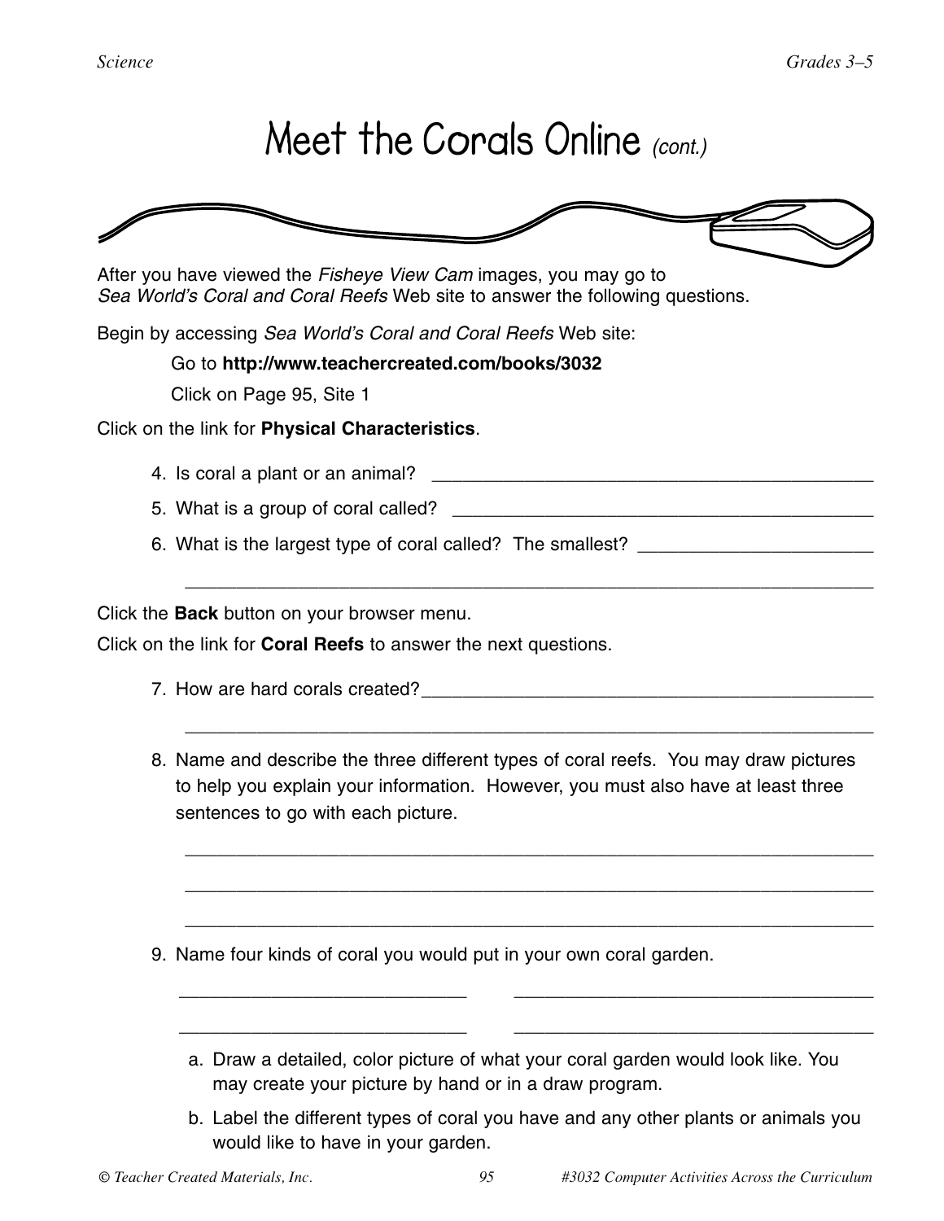# Meet the Corals Online *(cont.)*

After you have viewed the *Fisheye View Cam* images, you may go to *Sea World's Coral and Coral Reefs* Web site to answer the following questions.

Begin by accessing *Sea World's Coral and Coral Reefs* Web site:

> Go to **http://www.teachercreated.com/books/3032**
>
> Click on Page 95, Site 1

Click on the link for **Physical Characteristics**.

4. Is coral a plant or an animal? ____________________________________________
5. What is a group of coral called? __________________________________________
6. What is the largest type of coral called? The smallest? ______________________

   ______________________________________________________________________

Click the **Back** button on your browser menu.

Click on the link for **Coral Reefs** to answer the next questions.

7. How are hard corals created?_____________________________________________

   ______________________________________________________________________

8. Name and describe the three different types of coral reefs. You may draw pictures to help you explain your information. However, you must also have at least three sentences to go with each picture.

   ______________________________________________________________________

   ______________________________________________________________________

   ______________________________________________________________________

9. Name four kinds of coral you would put in your own coral garden.

   ____________________________ ____________________________________

   ____________________________ ____________________________________

   a. Draw a detailed, color picture of what your coral garden would look like. You may create your picture by hand or in a draw program.
   b. Label the different types of coral you have and any other plants or animals you would like to have in your garden.